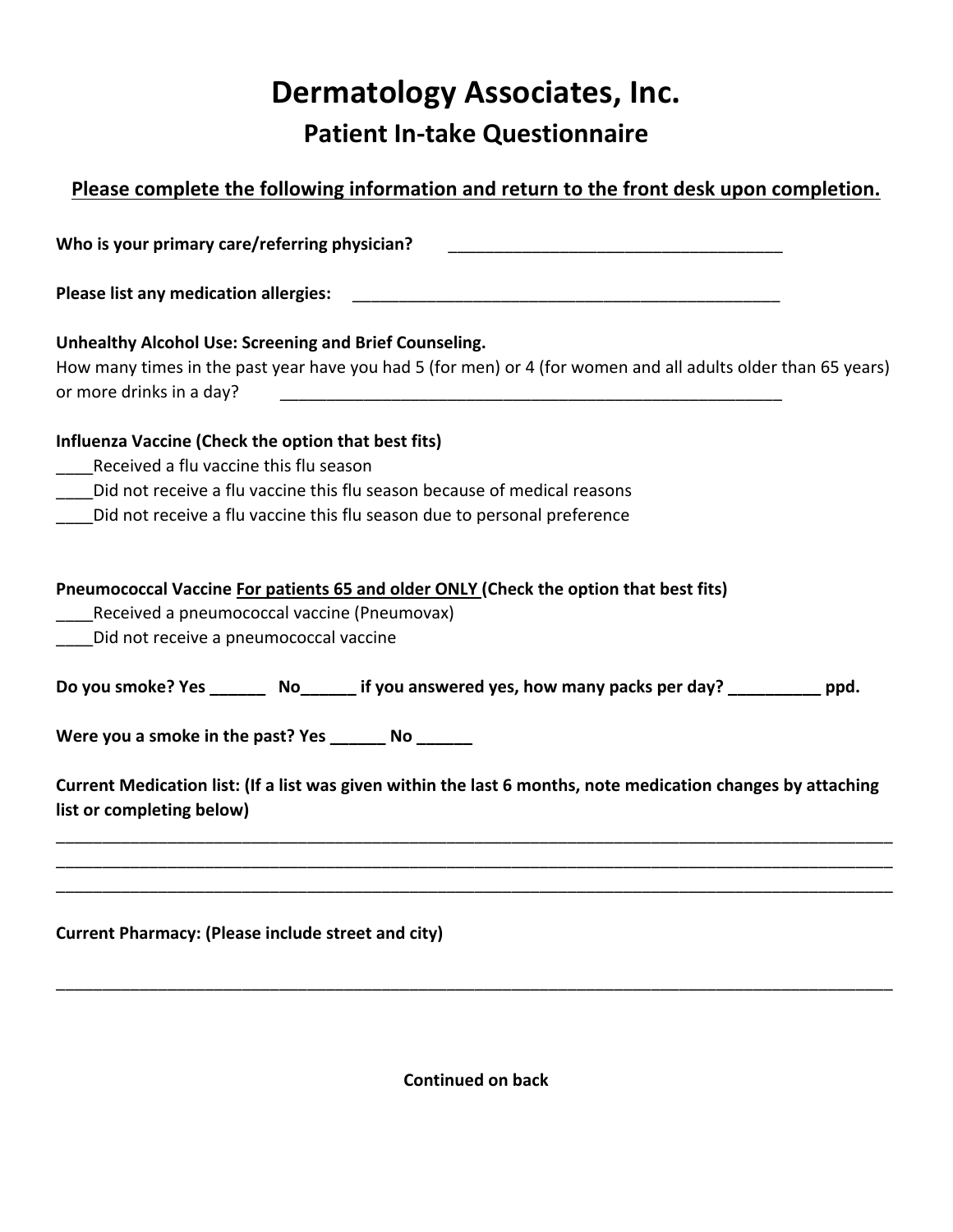# Dermatology Associates, Inc.

## Patient In-take Questionnaire

**Please complete the following information and return to the front desk upon completion.**

**Who is your primary care/referring physician?** _____________________________________

**Please list any medication allergies:** _______________________________________________

**Unhealthy Alcohol Use: Screening and Brief Counseling.**
How many times in the past year have you had 5 (for men) or 4 (for women and all adults older than 65 years) or more drinks in a day? _______________________________________________________

**Influenza Vaccine (Check the option that best fits)**

____Received a flu vaccine this flu season
____Did not receive a flu vaccine this flu season because of medical reasons
____Did not receive a flu vaccine this flu season due to personal preference

**Pneumococcal Vaccine For patients 65 and older ONLY (Check the option that best fits)**

____Received a pneumococcal vaccine (Pneumovax)
____Did not receive a pneumococcal vaccine

**Do you smoke? Yes ______ No______ if you answered yes, how many packs per day? __________ ppd.**

**Were you a smoke in the past? Yes ______ No ______**

**Current Medication list: (If a list was given within the last 6 months, note medication changes by attaching list or completing below)**

_______________________________________________________________________________________________
_______________________________________________________________________________________________
_______________________________________________________________________________________________

**Current Pharmacy: (Please include street and city)**

_______________________________________________________________________________________________

**Continued on back**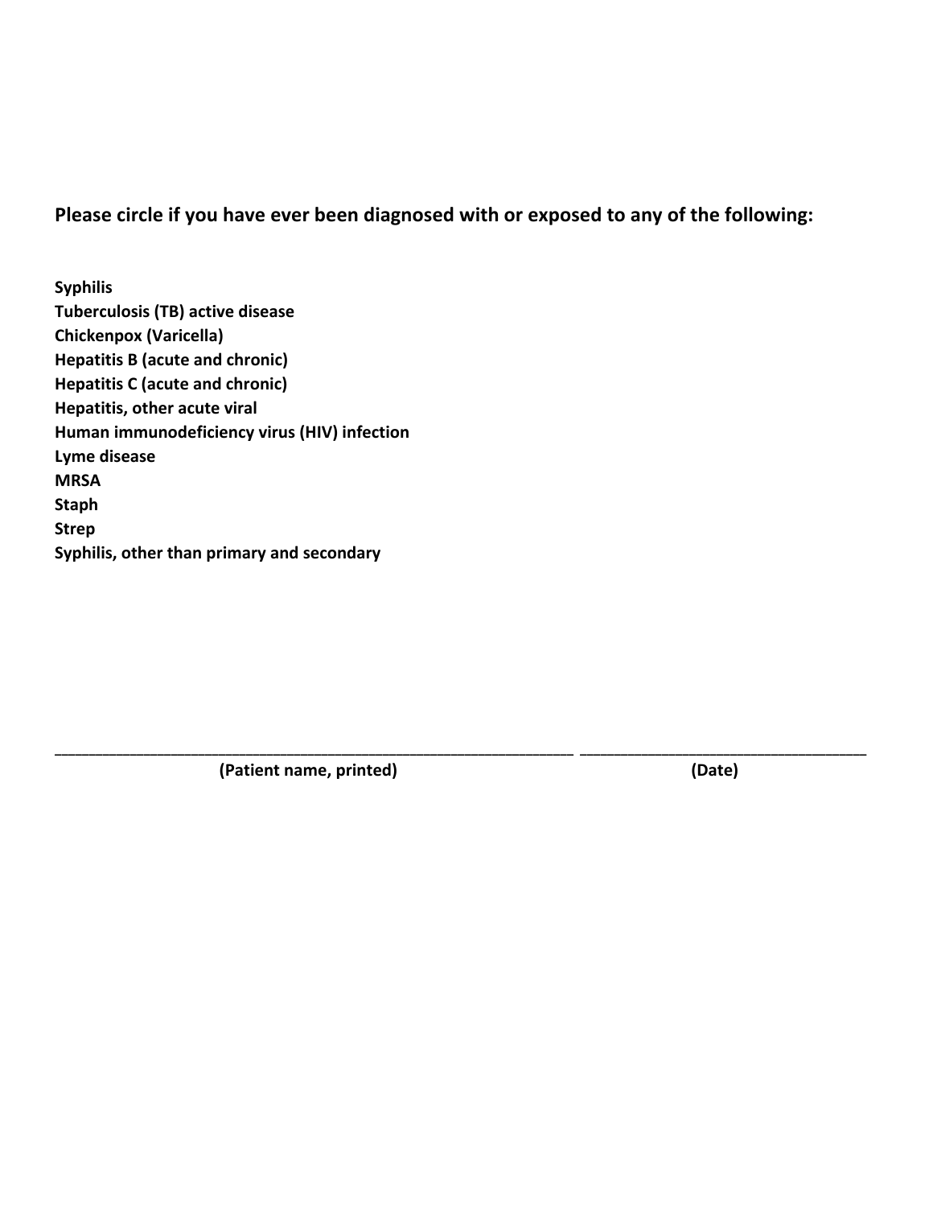**Please circle if you have ever been diagnosed with or exposed to any of the following:**

**Syphilis**
**Tuberculosis (TB) active disease**
**Chickenpox (Varicella)**
**Hepatitis B (acute and chronic)**
**Hepatitis C (acute and chronic)**
**Hepatitis, other acute viral**
**Human immunodeficiency virus (HIV) infection**
**Lyme disease**
**MRSA**
**Staph**
**Strep**
**Syphilis, other than primary and secondary**

\_\_\_\_\_\_\_\_\_\_\_\_\_\_\_\_\_\_\_\_\_\_\_\_\_\_\_\_\_\_\_\_\_\_\_\_\_\_\_\_\_\_\_\_\_\_\_\_\_\_\_\_\_\_\_\_ \_\_\_\_\_\_\_\_\_\_\_\_\_\_\_\_\_\_\_\_\_\_\_\_\_\_\_\_\_\_\_\_

**(Patient name, printed)** **(Date)**